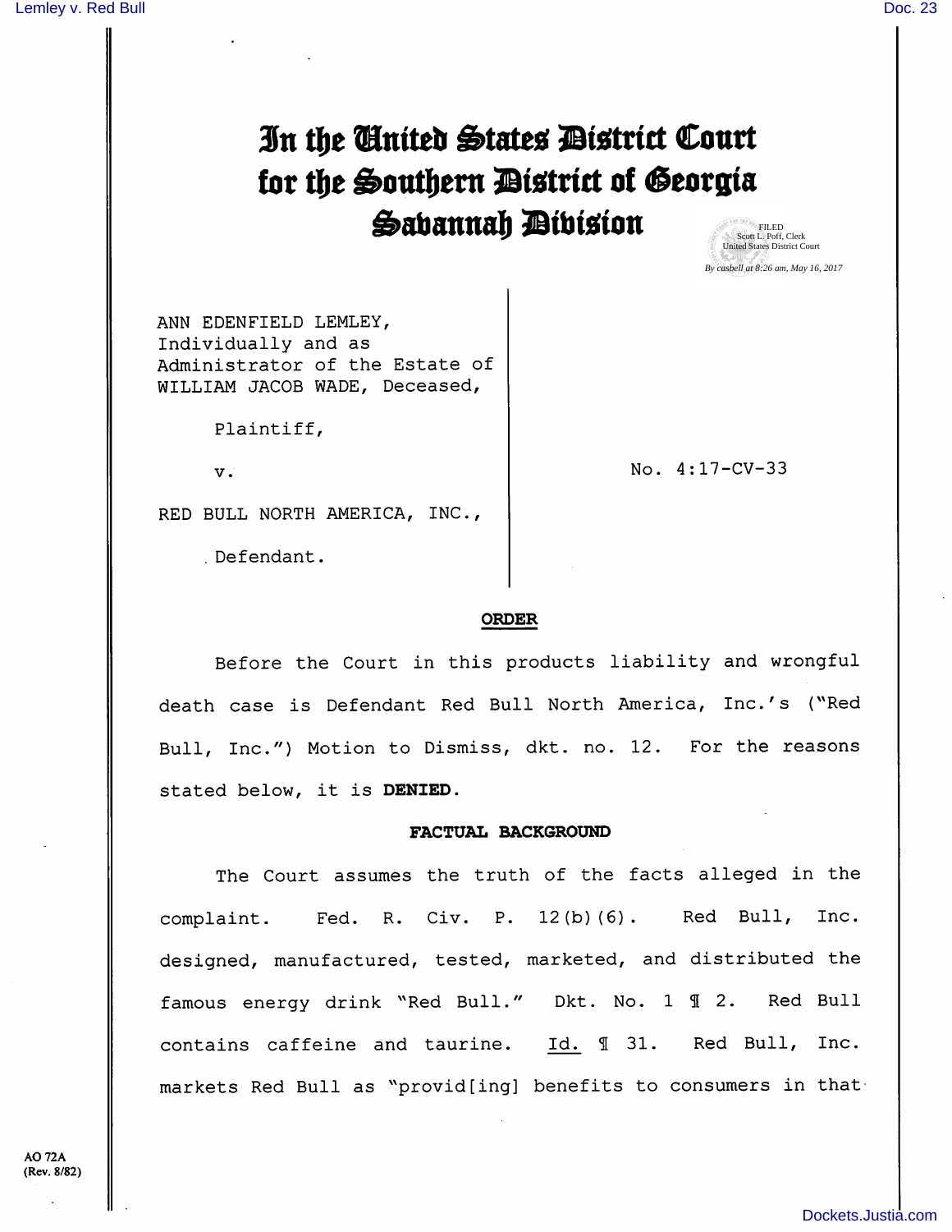# In the United States District Court for the Southern District of Georgia Savannah Division

FILED
Scott L. Poff, Clerk
United States District Court
By casbell at 8:26 am, May 16, 2017

ANN EDENFIELD LEMLEY, Individually and as Administrator of the Estate of WILLIAM JACOB WADE, Deceased,

Plaintiff,

v.

RED BULL NORTH AMERICA, INC.,

Defendant.

No. 4:17-CV-33

**ORDER**

Before the Court in this products liability and wrongful death case is Defendant Red Bull North America, Inc.'s ("Red Bull, Inc.") Motion to Dismiss, dkt. no. 12. For the reasons stated below, it is **DENIED**.

**FACTUAL BACKGROUND**

The Court assumes the truth of the facts alleged in the complaint. Fed. R. Civ. P. 12(b)(6). Red Bull, Inc. designed, manufactured, tested, marketed, and distributed the famous energy drink "Red Bull." Dkt. No. 1 ¶ 2. Red Bull contains caffeine and taurine. Id. ¶ 31. Red Bull, Inc. markets Red Bull as "provid[ing] benefits to consumers in that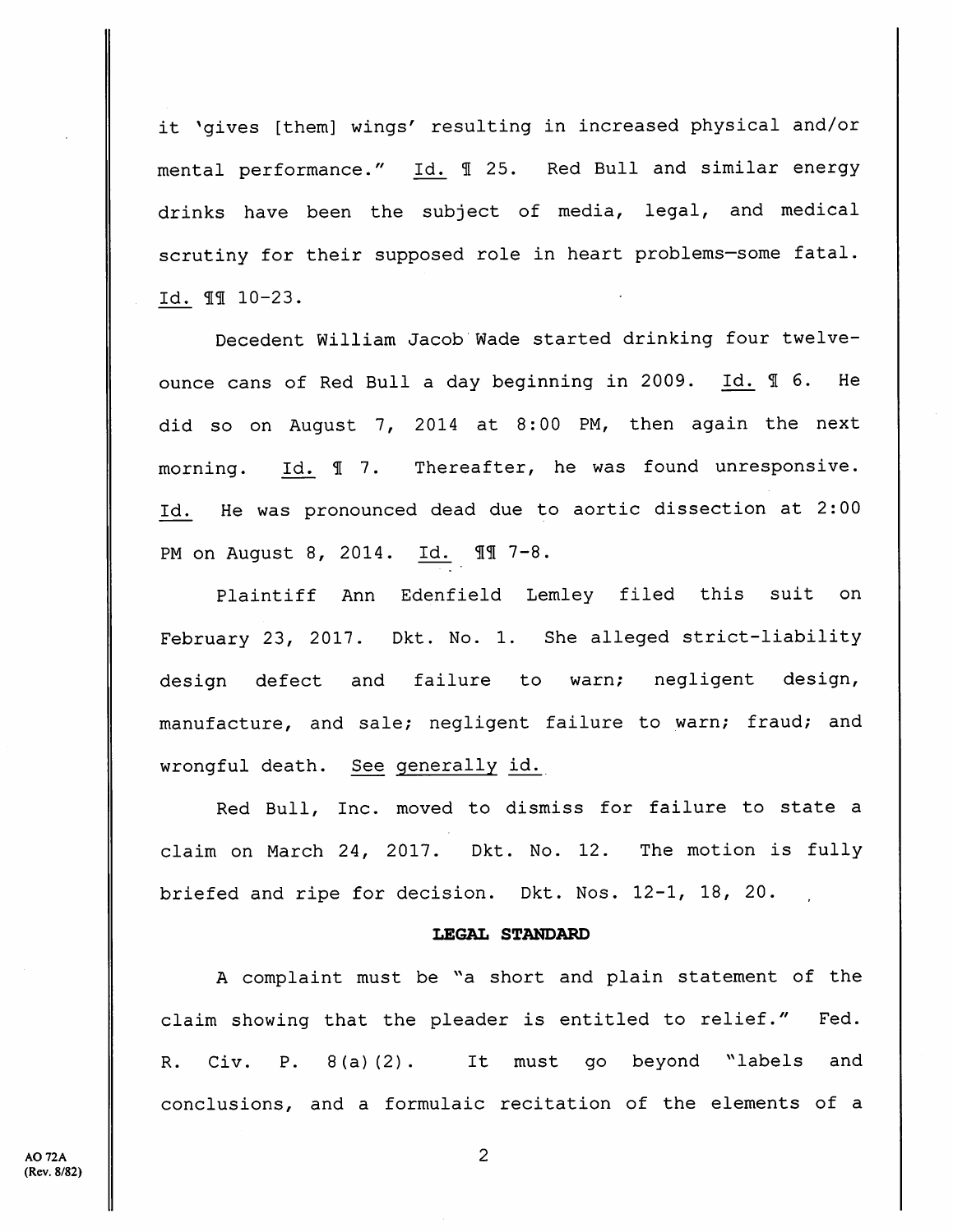it 'gives [them] wings' resulting in increased physical and/or mental performance." Id. ¶ 25. Red Bull and similar energy drinks have been the subject of media, legal, and medical scrutiny for their supposed role in heart problems—some fatal. Id. ¶¶ 10-23.

Decedent William Jacob Wade started drinking four twelve-ounce cans of Red Bull a day beginning in 2009. Id. ¶ 6. He did so on August 7, 2014 at 8:00 PM, then again the next morning. Id. ¶ 7. Thereafter, he was found unresponsive. Id. He was pronounced dead due to aortic dissection at 2:00 PM on August 8, 2014. Id. ¶¶ 7-8.

Plaintiff Ann Edenfield Lemley filed this suit on February 23, 2017. Dkt. No. 1. She alleged strict-liability design defect and failure to warn; negligent design, manufacture, and sale; negligent failure to warn; fraud; and wrongful death. See generally id.

Red Bull, Inc. moved to dismiss for failure to state a claim on March 24, 2017. Dkt. No. 12. The motion is fully briefed and ripe for decision. Dkt. Nos. 12-1, 18, 20.

**LEGAL STANDARD**

A complaint must be "a short and plain statement of the claim showing that the pleader is entitled to relief." Fed. R. Civ. P. 8(a)(2). It must go beyond "labels and conclusions, and a formulaic recitation of the elements of a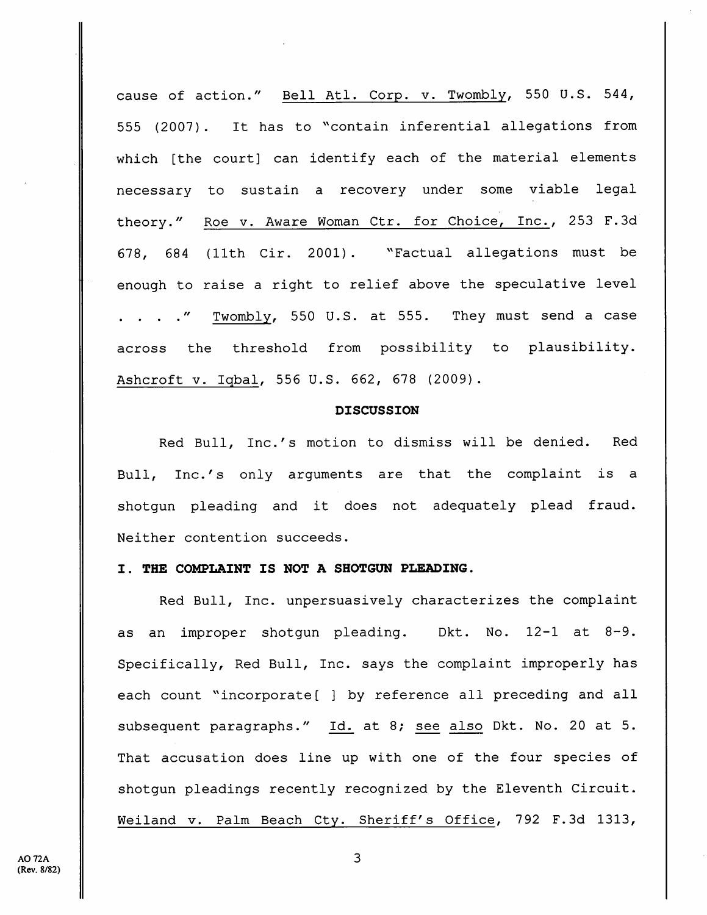cause of action." Bell Atl. Corp. v. Twombly, 550 U.S. 544, 555 (2007). It has to "contain inferential allegations from which [the court] can identify each of the material elements necessary to sustain a recovery under some viable legal theory." Roe v. Aware Woman Ctr. for Choice, Inc., 253 F.3d 678, 684 (11th Cir. 2001). "Factual allegations must be enough to raise a right to relief above the speculative level . . . ." Twombly, 550 U.S. at 555. They must send a case across the threshold from possibility to plausibility. Ashcroft v. Iqbal, 556 U.S. 662, 678 (2009).

## DISCUSSION

Red Bull, Inc.'s motion to dismiss will be denied. Red Bull, Inc.'s only arguments are that the complaint is a shotgun pleading and it does not adequately plead fraud. Neither contention succeeds.

### I. THE COMPLAINT IS NOT A SHOTGUN PLEADING.

Red Bull, Inc. unpersuasively characterizes the complaint as an improper shotgun pleading. Dkt. No. 12-1 at 8-9. Specifically, Red Bull, Inc. says the complaint improperly has each count "incorporate[ ] by reference all preceding and all subsequent paragraphs." Id. at 8; see also Dkt. No. 20 at 5. That accusation does line up with one of the four species of shotgun pleadings recently recognized by the Eleventh Circuit. Weiland v. Palm Beach Cty. Sheriff's Office, 792 F.3d 1313,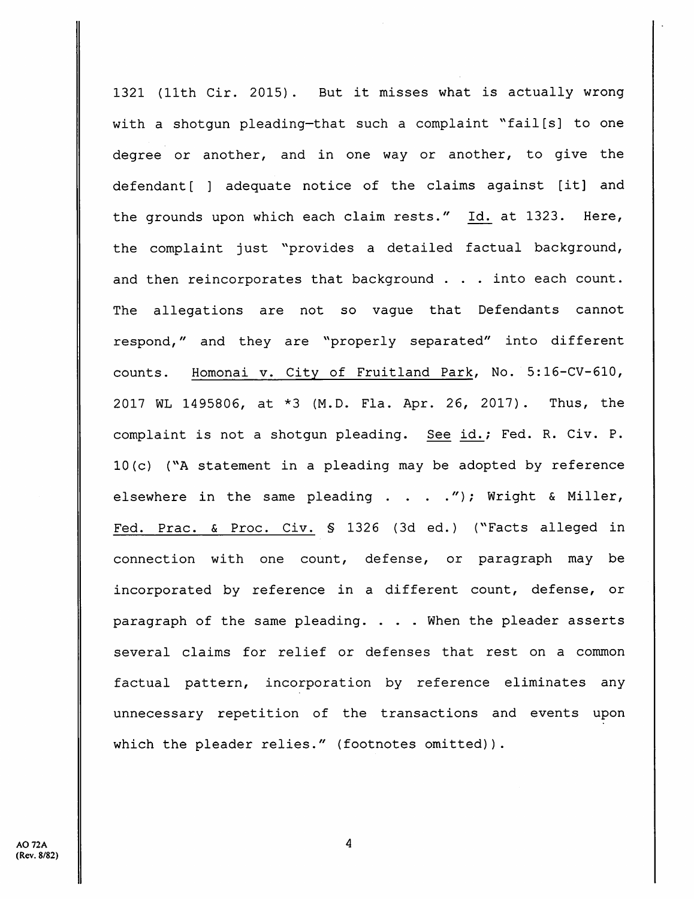1321 (11th Cir. 2015). But it misses what is actually wrong with a shotgun pleading—that such a complaint "fail[s] to one degree or another, and in one way or another, to give the defendant[ ] adequate notice of the claims against [it] and the grounds upon which each claim rests." Id. at 1323. Here, the complaint just "provides a detailed factual background, and then reincorporates that background . . . into each count. The allegations are not so vague that Defendants cannot respond," and they are "properly separated" into different counts. Homonai v. City of Fruitland Park, No. 5:16-CV-610, 2017 WL 1495806, at *3 (M.D. Fla. Apr. 26, 2017). Thus, the complaint is not a shotgun pleading. See id.; Fed. R. Civ. P. 10(c) ("A statement in a pleading may be adopted by reference elsewhere in the same pleading . . . ."); Wright & Miller, Fed. Prac. & Proc. Civ. § 1326 (3d ed.) ("Facts alleged in connection with one count, defense, or paragraph may be incorporated by reference in a different count, defense, or paragraph of the same pleading. . . . When the pleader asserts several claims for relief or defenses that rest on a common factual pattern, incorporation by reference eliminates any unnecessary repetition of the transactions and events upon which the pleader relies." (footnotes omitted)).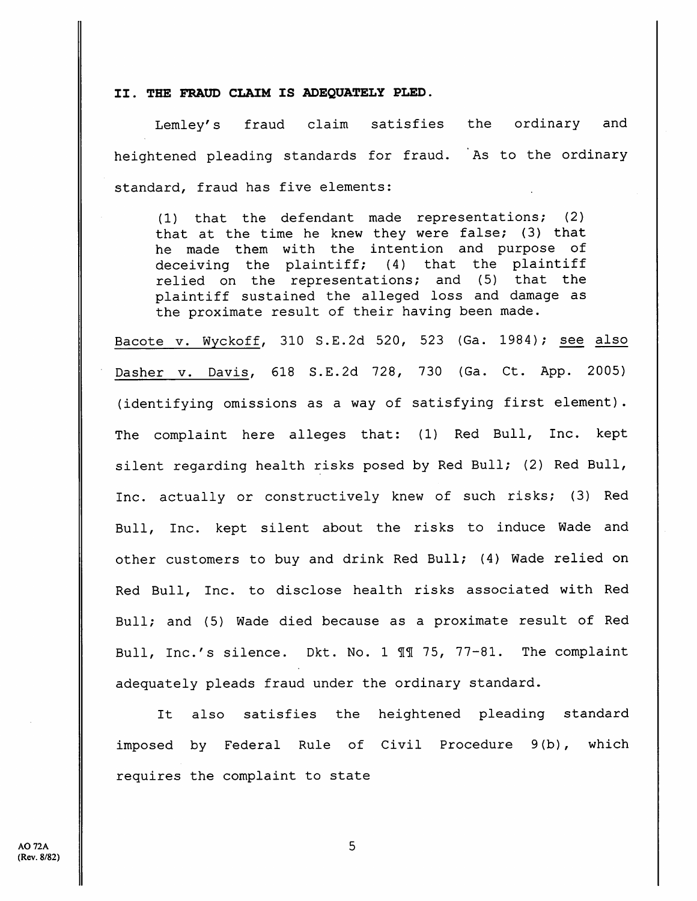**II. THE FRAUD CLAIM IS ADEQUATELY PLED.**

Lemley's fraud claim satisfies the ordinary and heightened pleading standards for fraud. As to the ordinary standard, fraud has five elements:

> (1) that the defendant made representations; (2) that at the time he knew they were false; (3) that he made them with the intention and purpose of deceiving the plaintiff; (4) that the plaintiff relied on the representations; and (5) that the plaintiff sustained the alleged loss and damage as the proximate result of their having been made.

Bacote v. Wyckoff, 310 S.E.2d 520, 523 (Ga. 1984); see also Dasher v. Davis, 618 S.E.2d 728, 730 (Ga. Ct. App. 2005) (identifying omissions as a way of satisfying first element). The complaint here alleges that: (1) Red Bull, Inc. kept silent regarding health risks posed by Red Bull; (2) Red Bull, Inc. actually or constructively knew of such risks; (3) Red Bull, Inc. kept silent about the risks to induce Wade and other customers to buy and drink Red Bull; (4) Wade relied on Red Bull, Inc. to disclose health risks associated with Red Bull; and (5) Wade died because as a proximate result of Red Bull, Inc.'s silence. Dkt. No. 1 ¶¶ 75, 77-81. The complaint adequately pleads fraud under the ordinary standard.

It also satisfies the heightened pleading standard imposed by Federal Rule of Civil Procedure 9(b), which requires the complaint to state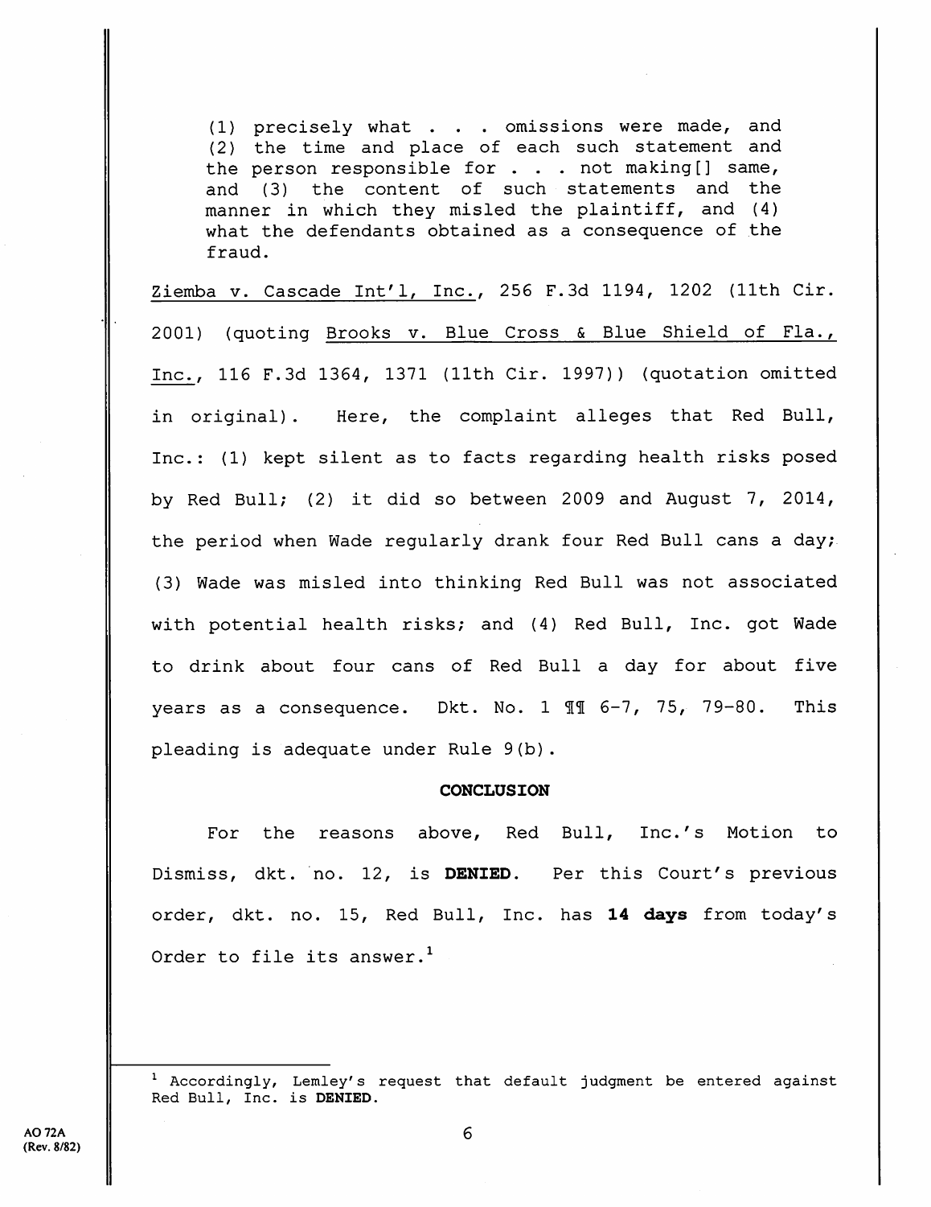> (1) precisely what . . . omissions were made, and (2) the time and place of each such statement and the person responsible for . . . not making[] same, and (3) the content of such statements and the manner in which they misled the plaintiff, and (4) what the defendants obtained as a consequence of the fraud.

Ziemba v. Cascade Int'l, Inc., 256 F.3d 1194, 1202 (11th Cir. 2001) (quoting Brooks v. Blue Cross & Blue Shield of Fla., Inc., 116 F.3d 1364, 1371 (11th Cir. 1997)) (quotation omitted in original). Here, the complaint alleges that Red Bull, Inc.: (1) kept silent as to facts regarding health risks posed by Red Bull; (2) it did so between 2009 and August 7, 2014, the period when Wade regularly drank four Red Bull cans a day; (3) Wade was misled into thinking Red Bull was not associated with potential health risks; and (4) Red Bull, Inc. got Wade to drink about four cans of Red Bull a day for about five years as a consequence. Dkt. No. 1 ¶¶ 6-7, 75, 79-80. This pleading is adequate under Rule 9(b).

**CONCLUSION**

For the reasons above, Red Bull, Inc.'s Motion to Dismiss, dkt. no. 12, is **DENIED**. Per this Court's previous order, dkt. no. 15, Red Bull, Inc. has **14 days** from today's Order to file its answer.[1]

---

[1] Accordingly, Lemley's request that default judgment be entered against Red Bull, Inc. is **DENIED**.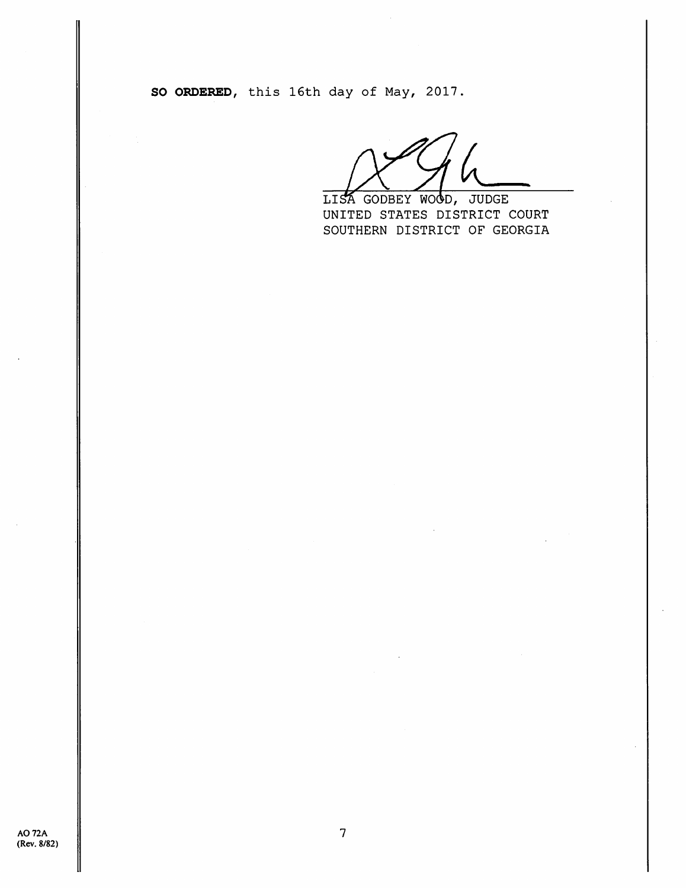**SO ORDERED**, this 16th day of May, 2017.

LISA GODBEY WOOD, JUDGE
UNITED STATES DISTRICT COURT
SOUTHERN DISTRICT OF GEORGIA

AO 72A
(Rev. 8/82)